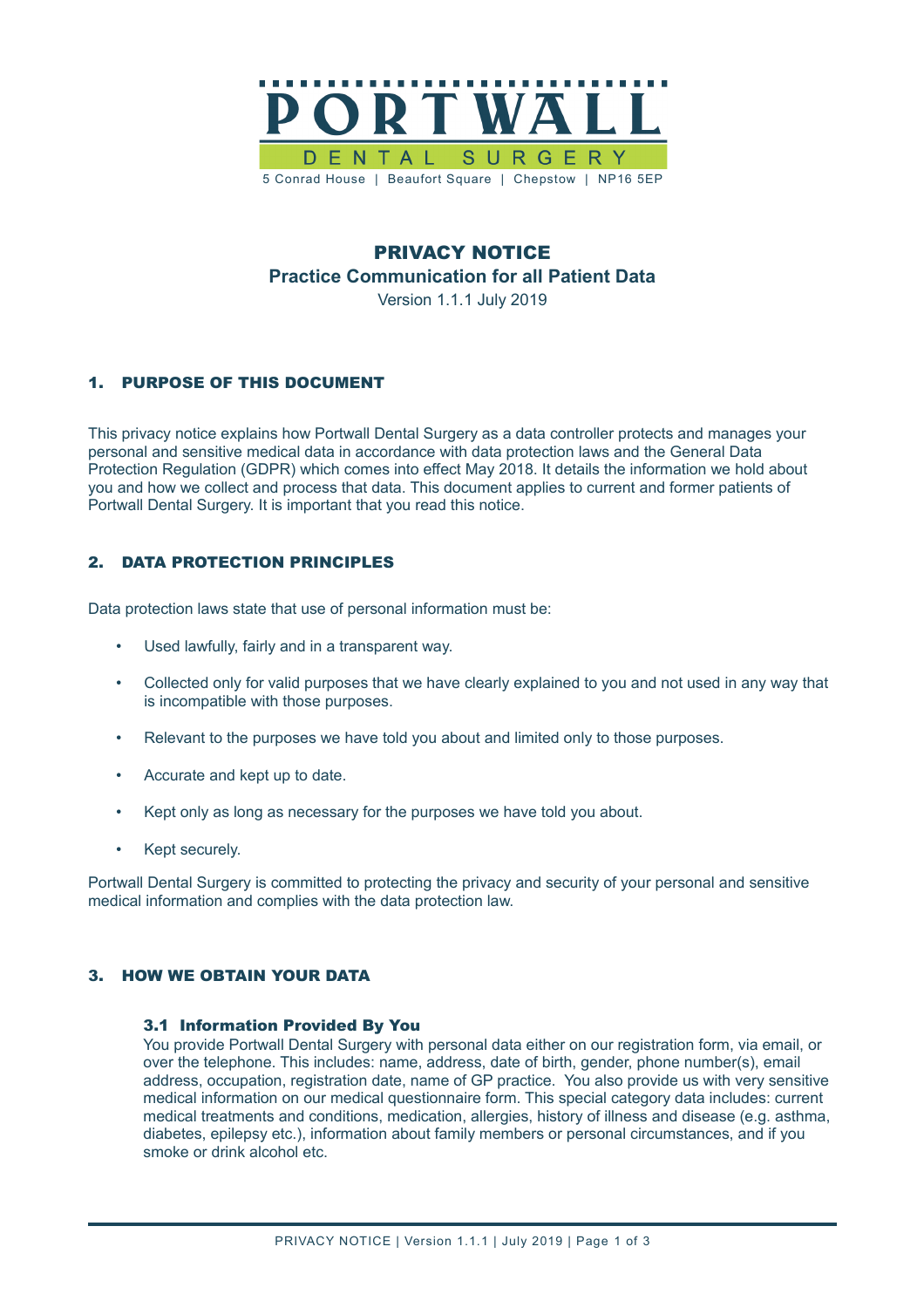# PORTWALL DENTAL SURGERY

5 Conrad House | Beaufort Square | Chepstow | NP16 5EP

## PRIVACY NOTICE

**Practice Communication for all Patient Data**

Version 1.1.1 July 2019

## 1. PURPOSE OF THIS DOCUMENT

This privacy notice explains how Portwall Dental Surgery as a data controller protects and manages your personal and sensitive medical data in accordance with data protection laws and the General Data Protection Regulation (GDPR) which comes into effect May 2018. It details the information we hold about you and how we collect and process that data. This document applies to current and former patients of Portwall Dental Surgery. It is important that you read this notice.

## 2. DATA PROTECTION PRINCIPLES

Data protection laws state that use of personal information must be:

- Used lawfully, fairly and in a transparent way.
- Collected only for valid purposes that we have clearly explained to you and not used in any way that is incompatible with those purposes.
- Relevant to the purposes we have told you about and limited only to those purposes.
- Accurate and kept up to date.
- Kept only as long as necessary for the purposes we have told you about.
- Kept securely.

Portwall Dental Surgery is committed to protecting the privacy and security of your personal and sensitive medical information and complies with the data protection law.

## 3. HOW WE OBTAIN YOUR DATA

### 3.1 Information Provided By You

You provide Portwall Dental Surgery with personal data either on our registration form, via email, or over the telephone. This includes: name, address, date of birth, gender, phone number(s), email address, occupation, registration date, name of GP practice. You also provide us with very sensitive medical information on our medical questionnaire form. This special category data includes: current medical treatments and conditions, medication, allergies, history of illness and disease (e.g. asthma, diabetes, epilepsy etc.), information about family members or personal circumstances, and if you smoke or drink alcohol etc.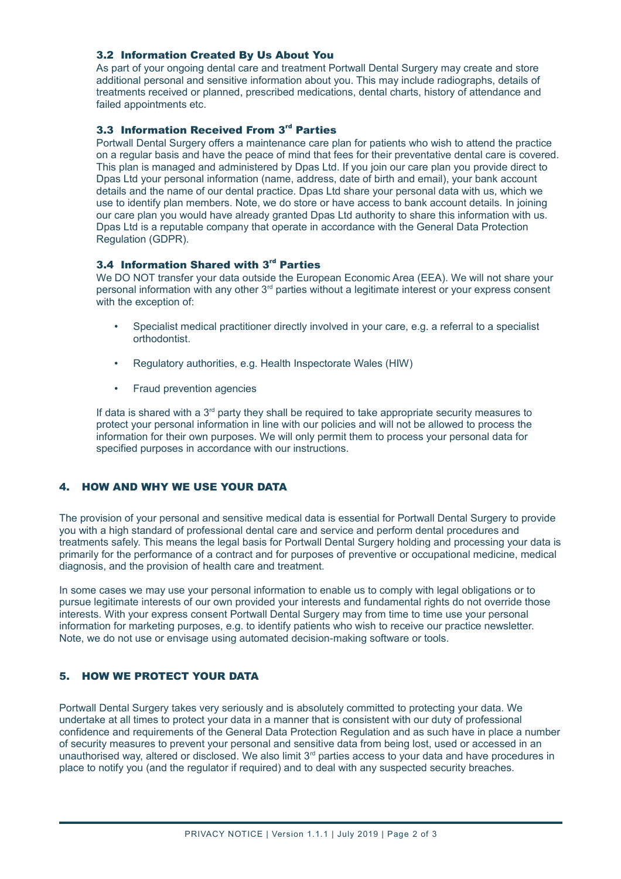### 3.2 Information Created By Us About You

As part of your ongoing dental care and treatment Portwall Dental Surgery may create and store additional personal and sensitive information about you. This may include radiographs, details of treatments received or planned, prescribed medications, dental charts, history of attendance and failed appointments etc.

### 3.3 Information Received From 3rd Parties

Portwall Dental Surgery offers a maintenance care plan for patients who wish to attend the practice on a regular basis and have the peace of mind that fees for their preventative dental care is covered. This plan is managed and administered by Dpas Ltd. If you join our care plan you provide direct to Dpas Ltd your personal information (name, address, date of birth and email), your bank account details and the name of our dental practice. Dpas Ltd share your personal data with us, which we use to identify plan members. Note, we do store or have access to bank account details. In joining our care plan you would have already granted Dpas Ltd authority to share this information with us. Dpas Ltd is a reputable company that operate in accordance with the General Data Protection Regulation (GDPR).

### 3.4 Information Shared with 3rd Parties

We DO NOT transfer your data outside the European Economic Area (EEA). We will not share your personal information with any other 3rd parties without a legitimate interest or your express consent with the exception of:

- Specialist medical practitioner directly involved in your care, e.g. a referral to a specialist orthodontist.
- Regulatory authorities, e.g. Health Inspectorate Wales (HIW)
- Fraud prevention agencies

If data is shared with a 3rd party they shall be required to take appropriate security measures to protect your personal information in line with our policies and will not be allowed to process the information for their own purposes. We will only permit them to process your personal data for specified purposes in accordance with our instructions.

## 4. HOW AND WHY WE USE YOUR DATA

The provision of your personal and sensitive medical data is essential for Portwall Dental Surgery to provide you with a high standard of professional dental care and service and perform dental procedures and treatments safely. This means the legal basis for Portwall Dental Surgery holding and processing your data is primarily for the performance of a contract and for purposes of preventive or occupational medicine, medical diagnosis, and the provision of health care and treatment.

In some cases we may use your personal information to enable us to comply with legal obligations or to pursue legitimate interests of our own provided your interests and fundamental rights do not override those interests. With your express consent Portwall Dental Surgery may from time to time use your personal information for marketing purposes, e.g. to identify patients who wish to receive our practice newsletter. Note, we do not use or envisage using automated decision-making software or tools.

## 5. HOW WE PROTECT YOUR DATA

Portwall Dental Surgery takes very seriously and is absolutely committed to protecting your data. We undertake at all times to protect your data in a manner that is consistent with our duty of professional confidence and requirements of the General Data Protection Regulation and as such have in place a number of security measures to prevent your personal and sensitive data from being lost, used or accessed in an unauthorised way, altered or disclosed. We also limit 3rd parties access to your data and have procedures in place to notify you (and the regulator if required) and to deal with any suspected security breaches.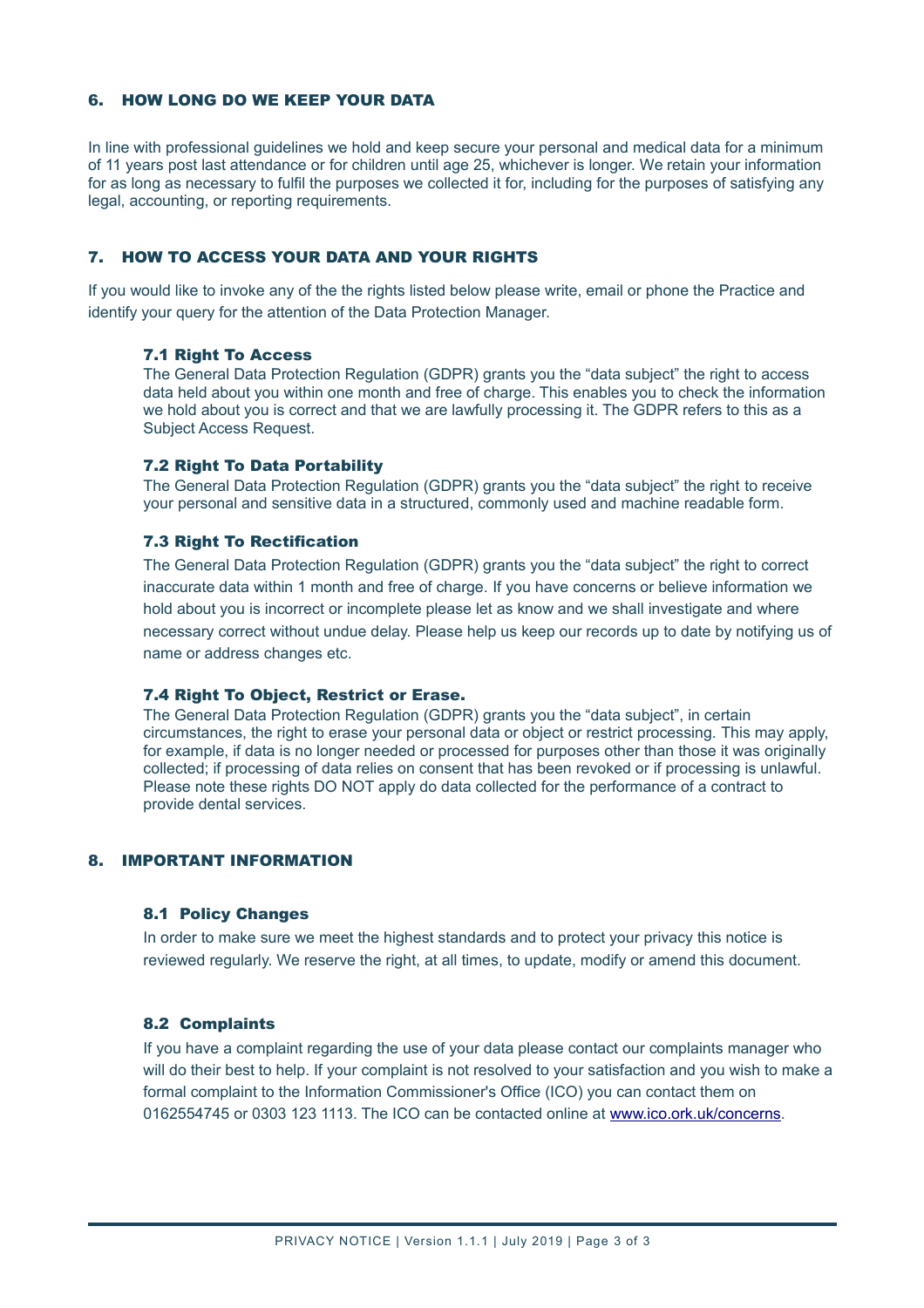## 6. HOW LONG DO WE KEEP YOUR DATA

In line with professional guidelines we hold and keep secure your personal and medical data for a minimum of 11 years post last attendance or for children until age 25, whichever is longer. We retain your information for as long as necessary to fulfil the purposes we collected it for, including for the purposes of satisfying any legal, accounting, or reporting requirements.

## 7. HOW TO ACCESS YOUR DATA AND YOUR RIGHTS

If you would like to invoke any of the the rights listed below please write, email or phone the Practice and identify your query for the attention of the Data Protection Manager.

### 7.1 Right To Access

The General Data Protection Regulation (GDPR) grants you the "data subject" the right to access data held about you within one month and free of charge. This enables you to check the information we hold about you is correct and that we are lawfully processing it. The GDPR refers to this as a Subject Access Request.

### 7.2 Right To Data Portability

The General Data Protection Regulation (GDPR) grants you the "data subject" the right to receive your personal and sensitive data in a structured, commonly used and machine readable form.

### 7.3 Right To Rectification

The General Data Protection Regulation (GDPR) grants you the "data subject" the right to correct inaccurate data within 1 month and free of charge. If you have concerns or believe information we hold about you is incorrect or incomplete please let as know and we shall investigate and where necessary correct without undue delay. Please help us keep our records up to date by notifying us of name or address changes etc.

### 7.4 Right To Object, Restrict or Erase.

The General Data Protection Regulation (GDPR) grants you the "data subject", in certain circumstances, the right to erase your personal data or object or restrict processing. This may apply, for example, if data is no longer needed or processed for purposes other than those it was originally collected; if processing of data relies on consent that has been revoked or if processing is unlawful. Please note these rights DO NOT apply do data collected for the performance of a contract to provide dental services.

## 8. IMPORTANT INFORMATION

### 8.1 Policy Changes

In order to make sure we meet the highest standards and to protect your privacy this notice is reviewed regularly. We reserve the right, at all times, to update, modify or amend this document.

### 8.2 Complaints

If you have a complaint regarding the use of your data please contact our complaints manager who will do their best to help. If your complaint is not resolved to your satisfaction and you wish to make a formal complaint to the Information Commissioner's Office (ICO) you can contact them on 0162554745 or 0303 123 1113. The ICO can be contacted online at [www.ico.ork.uk/concerns](www.ico.ork.uk/concerns).